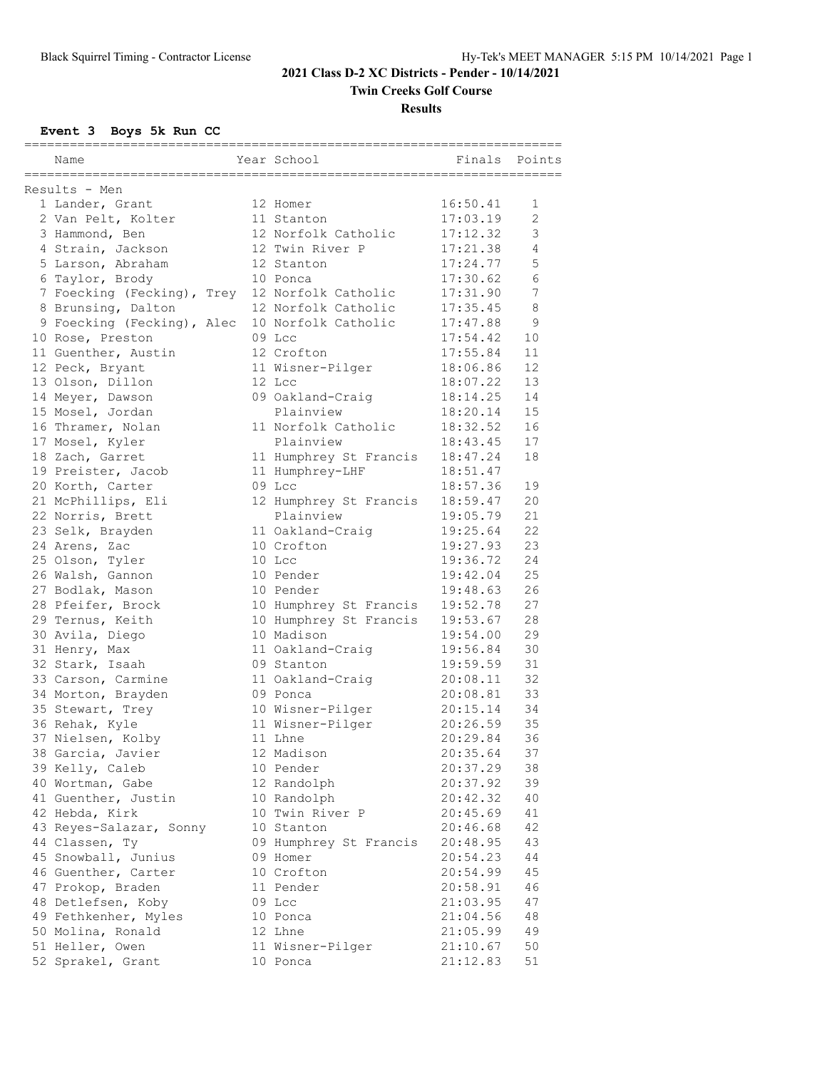# 2021 Class D-2 XC Districts - Pender - 10/14/2021

## Twin Creeks Golf Course

### Results

**Event 3 Boys 5k Run CC**

Results - Men

| Place | Name | Year | School | Finals | Points |
|---|---|---|---|---|---|
| 1 | Lander, Grant | 12 | Homer | 16:50.41 | 1 |
| 2 | Van Pelt, Kolter | 11 | Stanton | 17:03.19 | 2 |
| 3 | Hammond, Ben | 12 | Norfolk Catholic | 17:12.32 | 3 |
| 4 | Strain, Jackson | 12 | Twin River P | 17:21.38 | 4 |
| 5 | Larson, Abraham | 12 | Stanton | 17:24.77 | 5 |
| 6 | Taylor, Brody | 10 | Ponca | 17:30.62 | 6 |
| 7 | Foecking (Fecking), Trey | 12 | Norfolk Catholic | 17:31.90 | 7 |
| 8 | Brunsing, Dalton | 12 | Norfolk Catholic | 17:35.45 | 8 |
| 9 | Foecking (Fecking), Alec | 10 | Norfolk Catholic | 17:47.88 | 9 |
| 10 | Rose, Preston | 09 | Lcc | 17:54.42 | 10 |
| 11 | Guenther, Austin | 12 | Crofton | 17:55.84 | 11 |
| 12 | Peck, Bryant | 11 | Wisner-Pilger | 18:06.86 | 12 |
| 13 | Olson, Dillon | 12 | Lcc | 18:07.22 | 13 |
| 14 | Meyer, Dawson | 09 | Oakland-Craig | 18:14.25 | 14 |
| 15 | Mosel, Jordan | | Plainview | 18:20.14 | 15 |
| 16 | Thramer, Nolan | 11 | Norfolk Catholic | 18:32.52 | 16 |
| 17 | Mosel, Kyler | | Plainview | 18:43.45 | 17 |
| 18 | Zach, Garret | 11 | Humphrey St Francis | 18:47.24 | 18 |
| 19 | Preister, Jacob | 11 | Humphrey-LHF | 18:51.47 | |
| 20 | Korth, Carter | 09 | Lcc | 18:57.36 | 19 |
| 21 | McPhillips, Eli | 12 | Humphrey St Francis | 18:59.47 | 20 |
| 22 | Norris, Brett | | Plainview | 19:05.79 | 21 |
| 23 | Selk, Brayden | 11 | Oakland-Craig | 19:25.64 | 22 |
| 24 | Arens, Zac | 10 | Crofton | 19:27.93 | 23 |
| 25 | Olson, Tyler | 10 | Lcc | 19:36.72 | 24 |
| 26 | Walsh, Gannon | 10 | Pender | 19:42.04 | 25 |
| 27 | Bodlak, Mason | 10 | Pender | 19:48.63 | 26 |
| 28 | Pfeifer, Brock | 10 | Humphrey St Francis | 19:52.78 | 27 |
| 29 | Ternus, Keith | 10 | Humphrey St Francis | 19:53.67 | 28 |
| 30 | Avila, Diego | 10 | Madison | 19:54.00 | 29 |
| 31 | Henry, Max | 11 | Oakland-Craig | 19:56.84 | 30 |
| 32 | Stark, Isaah | 09 | Stanton | 19:59.59 | 31 |
| 33 | Carson, Carmine | 11 | Oakland-Craig | 20:08.11 | 32 |
| 34 | Morton, Brayden | 09 | Ponca | 20:08.81 | 33 |
| 35 | Stewart, Trey | 10 | Wisner-Pilger | 20:15.14 | 34 |
| 36 | Rehak, Kyle | 11 | Wisner-Pilger | 20:26.59 | 35 |
| 37 | Nielsen, Kolby | 11 | Lhne | 20:29.84 | 36 |
| 38 | Garcia, Javier | 12 | Madison | 20:35.64 | 37 |
| 39 | Kelly, Caleb | 10 | Pender | 20:37.29 | 38 |
| 40 | Wortman, Gabe | 12 | Randolph | 20:37.92 | 39 |
| 41 | Guenther, Justin | 10 | Randolph | 20:42.32 | 40 |
| 42 | Hebda, Kirk | 10 | Twin River P | 20:45.69 | 41 |
| 43 | Reyes-Salazar, Sonny | 10 | Stanton | 20:46.68 | 42 |
| 44 | Classen, Ty | 09 | Humphrey St Francis | 20:48.95 | 43 |
| 45 | Snowball, Junius | 09 | Homer | 20:54.23 | 44 |
| 46 | Guenther, Carter | 10 | Crofton | 20:54.99 | 45 |
| 47 | Prokop, Braden | 11 | Pender | 20:58.91 | 46 |
| 48 | Detlefsen, Koby | 09 | Lcc | 21:03.95 | 47 |
| 49 | Fethkenher, Myles | 10 | Ponca | 21:04.56 | 48 |
| 50 | Molina, Ronald | 12 | Lhne | 21:05.99 | 49 |
| 51 | Heller, Owen | 11 | Wisner-Pilger | 21:10.67 | 50 |
| 52 | Sprakel, Grant | 10 | Ponca | 21:12.83 | 51 |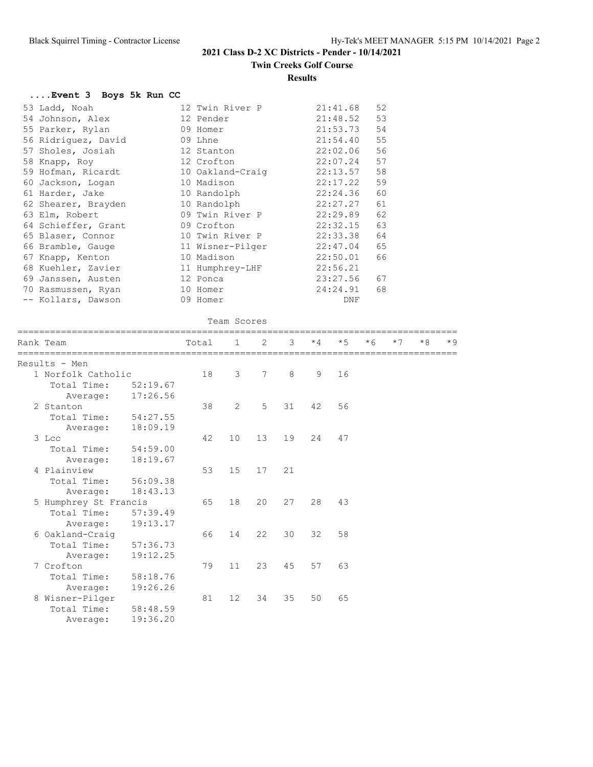**2021 Class D-2 XC Districts - Pender - 10/14/2021**

**Twin Creeks Golf Course**

**Results**

### ....Event 3 Boys 5k Run CC

| Place | Name | Yr | School | Time | Points |
|---|---|---|---|---|---|
| 53 | Ladd, Noah | 12 | Twin River P | 21:41.68 | 52 |
| 54 | Johnson, Alex | 12 | Pender | 21:48.52 | 53 |
| 55 | Parker, Rylan | 09 | Homer | 21:53.73 | 54 |
| 56 | Ridriguez, David | 09 | Lhne | 21:54.40 | 55 |
| 57 | Sholes, Josiah | 12 | Stanton | 22:02.06 | 56 |
| 58 | Knapp, Roy | 12 | Crofton | 22:07.24 | 57 |
| 59 | Hofman, Ricardt | 10 | Oakland-Craig | 22:13.57 | 58 |
| 60 | Jackson, Logan | 10 | Madison | 22:17.22 | 59 |
| 61 | Harder, Jake | 10 | Randolph | 22:24.36 | 60 |
| 62 | Shearer, Brayden | 10 | Randolph | 22:27.27 | 61 |
| 63 | Elm, Robert | 09 | Twin River P | 22:29.89 | 62 |
| 64 | Schieffer, Grant | 09 | Crofton | 22:32.15 | 63 |
| 65 | Blaser, Connor | 10 | Twin River P | 22:33.38 | 64 |
| 66 | Bramble, Gauge | 11 | Wisner-Pilger | 22:47.04 | 65 |
| 67 | Knapp, Kenton | 10 | Madison | 22:50.01 | 66 |
| 68 | Kuehler, Zavier | 11 | Humphrey-LHF | 22:56.21 | |
| 69 | Janssen, Austen | 12 | Ponca | 23:27.56 | 67 |
| 70 | Rasmussen, Ryan | 10 | Homer | 24:24.91 | 68 |
| -- | Kollars, Dawson | 09 | Homer | DNF | |

### Team Scores

Results - Men

| Rank | Team | Total | 1 | 2 | 3 | *4 | *5 | *6 | *7 | *8 | *9 |
|---|---|---|---|---|---|---|---|---|---|---|---|
| 1 | Norfolk Catholic | 18 | 3 | 7 | 8 | 9 | 16 | | | | |
| | Total Time: 52:19.67 | | | | | | | | | | |
| | Average: 17:26.56 | | | | | | | | | | |
| 2 | Stanton | 38 | 2 | 5 | 31 | 42 | 56 | | | | |
| | Total Time: 54:27.55 | | | | | | | | | | |
| | Average: 18:09.19 | | | | | | | | | | |
| 3 | Lcc | 42 | 10 | 13 | 19 | 24 | 47 | | | | |
| | Total Time: 54:59.00 | | | | | | | | | | |
| | Average: 18:19.67 | | | | | | | | | | |
| 4 | Plainview | 53 | 15 | 17 | 21 | | | | | | |
| | Total Time: 56:09.38 | | | | | | | | | | |
| | Average: 18:43.13 | | | | | | | | | | |
| 5 | Humphrey St Francis | 65 | 18 | 20 | 27 | 28 | 43 | | | | |
| | Total Time: 57:39.49 | | | | | | | | | | |
| | Average: 19:13.17 | | | | | | | | | | |
| 6 | Oakland-Craig | 66 | 14 | 22 | 30 | 32 | 58 | | | | |
| | Total Time: 57:36.73 | | | | | | | | | | |
| | Average: 19:12.25 | | | | | | | | | | |
| 7 | Crofton | 79 | 11 | 23 | 45 | 57 | 63 | | | | |
| | Total Time: 58:18.76 | | | | | | | | | | |
| | Average: 19:26.26 | | | | | | | | | | |
| 8 | Wisner-Pilger | 81 | 12 | 34 | 35 | 50 | 65 | | | | |
| | Total Time: 58:48.59 | | | | | | | | | | |
| | Average: 19:36.20 | | | | | | | | | | |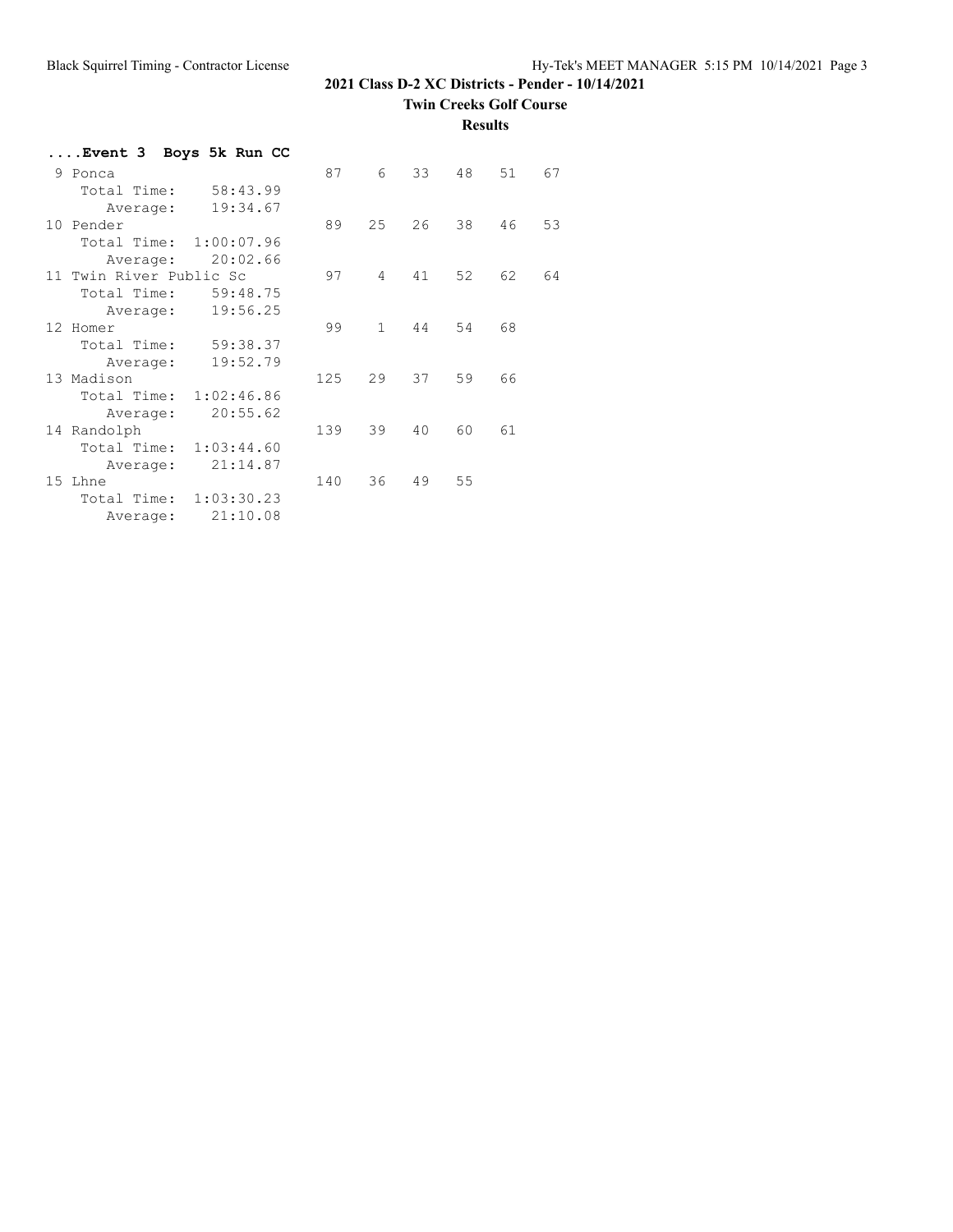**2021 Class D-2 XC Districts - Pender - 10/14/2021**

**Twin Creeks Golf Course**

**Results**

**....Event 3 Boys 5k Run CC**

| Place | Team | Score | 1 | 2 | 3 | 4 | 5 |
|---|---|---|---|---|---|---|---|
| 9 | Ponca | 87 | 6 | 33 | 48 | 51 | 67 |
| | Total Time: 58:43.99 | | | | | | |
| | Average: 19:34.67 | | | | | | |
| 10 | Pender | 89 | 25 | 26 | 38 | 46 | 53 |
| | Total Time: 1:00:07.96 | | | | | | |
| | Average: 20:02.66 | | | | | | |
| 11 | Twin River Public Sc | 97 | 4 | 41 | 52 | 62 | 64 |
| | Total Time: 59:48.75 | | | | | | |
| | Average: 19:56.25 | | | | | | |
| 12 | Homer | 99 | 1 | 44 | 54 | 68 | |
| | Total Time: 59:38.37 | | | | | | |
| | Average: 19:52.79 | | | | | | |
| 13 | Madison | 125 | 29 | 37 | 59 | 66 | |
| | Total Time: 1:02:46.86 | | | | | | |
| | Average: 20:55.62 | | | | | | |
| 14 | Randolph | 139 | 39 | 40 | 60 | 61 | |
| | Total Time: 1:03:44.60 | | | | | | |
| | Average: 21:14.87 | | | | | | |
| 15 | Lhne | 140 | 36 | 49 | 55 | | |
| | Total Time: 1:03:30.23 | | | | | | |
| | Average: 21:10.08 | | | | | | |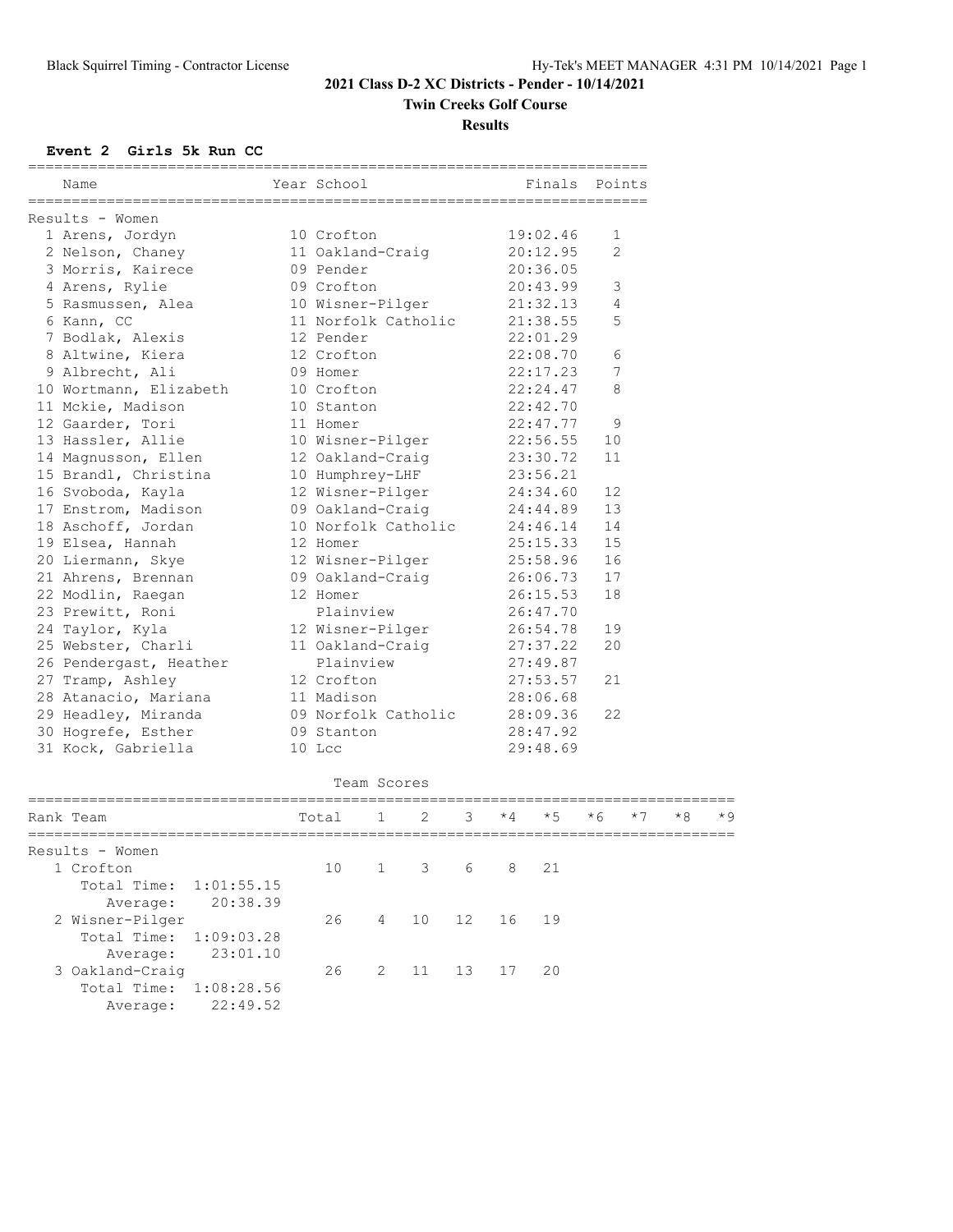## 2021 Class D-2 XC Districts - Pender - 10/14/2021

**Twin Creeks Golf Course**

**Results**

### Event 2 Girls 5k Run CC

**Results - Women**

| Place | Name | Year | School | Finals | Points |
|---|---|---|---|---|---|
| 1 | Arens, Jordyn | 10 | Crofton | 19:02.46 | 1 |
| 2 | Nelson, Chaney | 11 | Oakland-Craig | 20:12.95 | 2 |
| 3 | Morris, Kairece | 09 | Pender | 20:36.05 | |
| 4 | Arens, Rylie | 09 | Crofton | 20:43.99 | 3 |
| 5 | Rasmussen, Alea | 10 | Wisner-Pilger | 21:32.13 | 4 |
| 6 | Kann, CC | 11 | Norfolk Catholic | 21:38.55 | 5 |
| 7 | Bodlak, Alexis | 12 | Pender | 22:01.29 | |
| 8 | Altwine, Kiera | 12 | Crofton | 22:08.70 | 6 |
| 9 | Albrecht, Ali | 09 | Homer | 22:17.23 | 7 |
| 10 | Wortmann, Elizabeth | 10 | Crofton | 22:24.47 | 8 |
| 11 | Mckie, Madison | 10 | Stanton | 22:42.70 | |
| 12 | Gaarder, Tori | 11 | Homer | 22:47.77 | 9 |
| 13 | Hassler, Allie | 10 | Wisner-Pilger | 22:56.55 | 10 |
| 14 | Magnusson, Ellen | 12 | Oakland-Craig | 23:30.72 | 11 |
| 15 | Brandl, Christina | 10 | Humphrey-LHF | 23:56.21 | |
| 16 | Svoboda, Kayla | 12 | Wisner-Pilger | 24:34.60 | 12 |
| 17 | Enstrom, Madison | 09 | Oakland-Craig | 24:44.89 | 13 |
| 18 | Aschoff, Jordan | 10 | Norfolk Catholic | 24:46.14 | 14 |
| 19 | Elsea, Hannah | 12 | Homer | 25:15.33 | 15 |
| 20 | Liermann, Skye | 12 | Wisner-Pilger | 25:58.96 | 16 |
| 21 | Ahrens, Brennan | 09 | Oakland-Craig | 26:06.73 | 17 |
| 22 | Modlin, Raegan | 12 | Homer | 26:15.53 | 18 |
| 23 | Prewitt, Roni | | Plainview | 26:47.70 | |
| 24 | Taylor, Kyla | 12 | Wisner-Pilger | 26:54.78 | 19 |
| 25 | Webster, Charli | 11 | Oakland-Craig | 27:37.22 | 20 |
| 26 | Pendergast, Heather | | Plainview | 27:49.87 | |
| 27 | Tramp, Ashley | 12 | Crofton | 27:53.57 | 21 |
| 28 | Atanacio, Mariana | 11 | Madison | 28:06.68 | |
| 29 | Headley, Miranda | 09 | Norfolk Catholic | 28:09.36 | 22 |
| 30 | Hogrefe, Esther | 09 | Stanton | 28:47.92 | |
| 31 | Kock, Gabriella | 10 | Lcc | 29:48.69 | |

### Team Scores

**Results - Women**

| Rank | Team | Total | 1 | 2 | 3 | *4 | *5 | *6 | *7 | *8 | *9 |
|---|---|---|---|---|---|---|---|---|---|---|---|
| 1 | Crofton | 10 | 1 | 3 | 6 | 8 | 21 | | | | |
| | Total Time: 1:01:55.15 | | | | | | | | | | |
| | Average: 20:38.39 | | | | | | | | | | |
| 2 | Wisner-Pilger | 26 | 4 | 10 | 12 | 16 | 19 | | | | |
| | Total Time: 1:09:03.28 | | | | | | | | | | |
| | Average: 23:01.10 | | | | | | | | | | |
| 3 | Oakland-Craig | 26 | 2 | 11 | 13 | 17 | 20 | | | | |
| | Total Time: 1:08:28.56 | | | | | | | | | | |
| | Average: 22:49.52 | | | | | | | | | | |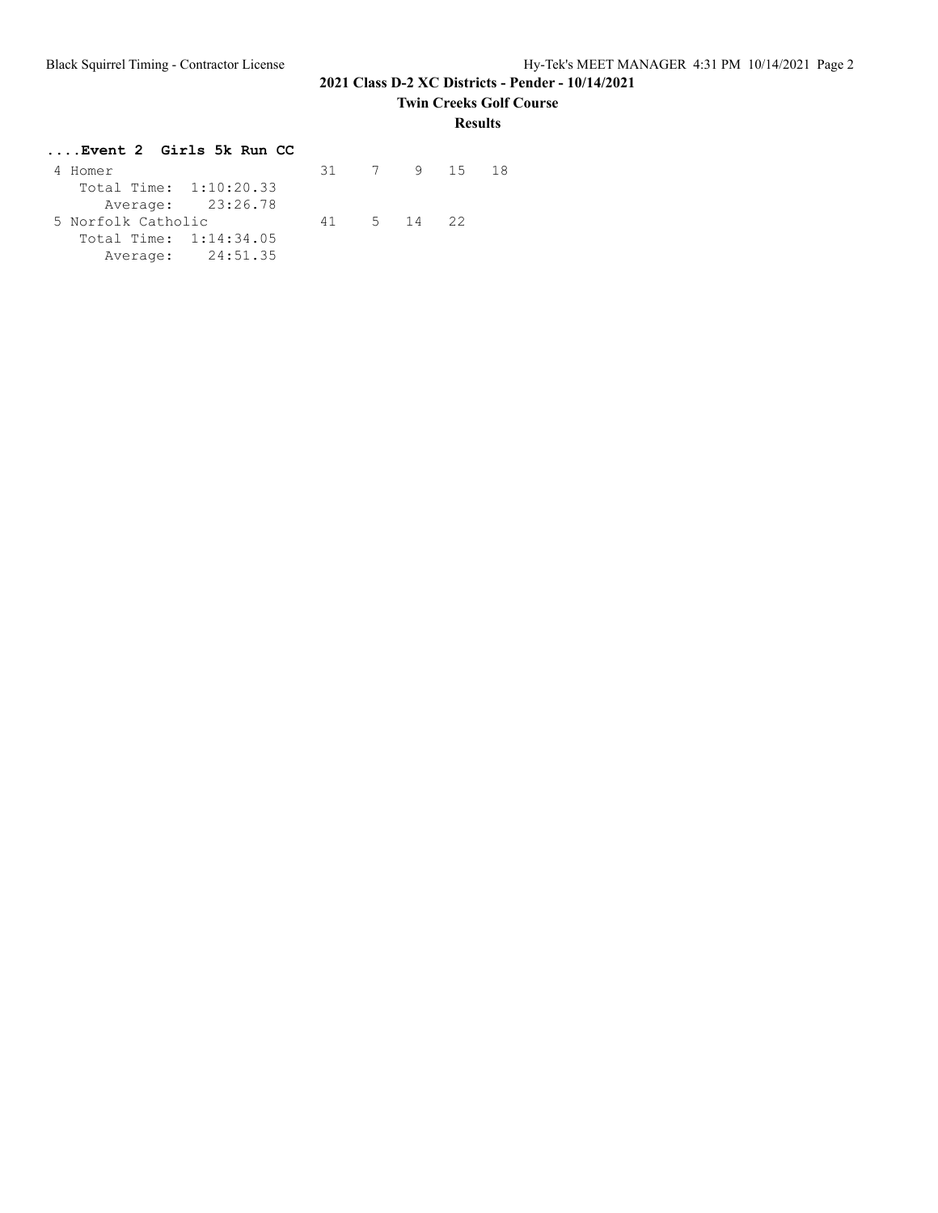## ....Event 2 Girls 5k Run CC

| | | | | | | |
|---|---|---|---|---|---|---|
| 4 Homer | 31 | 7 | 9 | 15 | 18 | |
| Total Time: 1:10:20.33 | | | | | | |
| Average: 23:26.78 | | | | | | |
| 5 Norfolk Catholic | 41 | 5 | 14 | 22 | | |
| Total Time: 1:14:34.05 | | | | | | |
| Average: 24:51.35 | | | | | | |